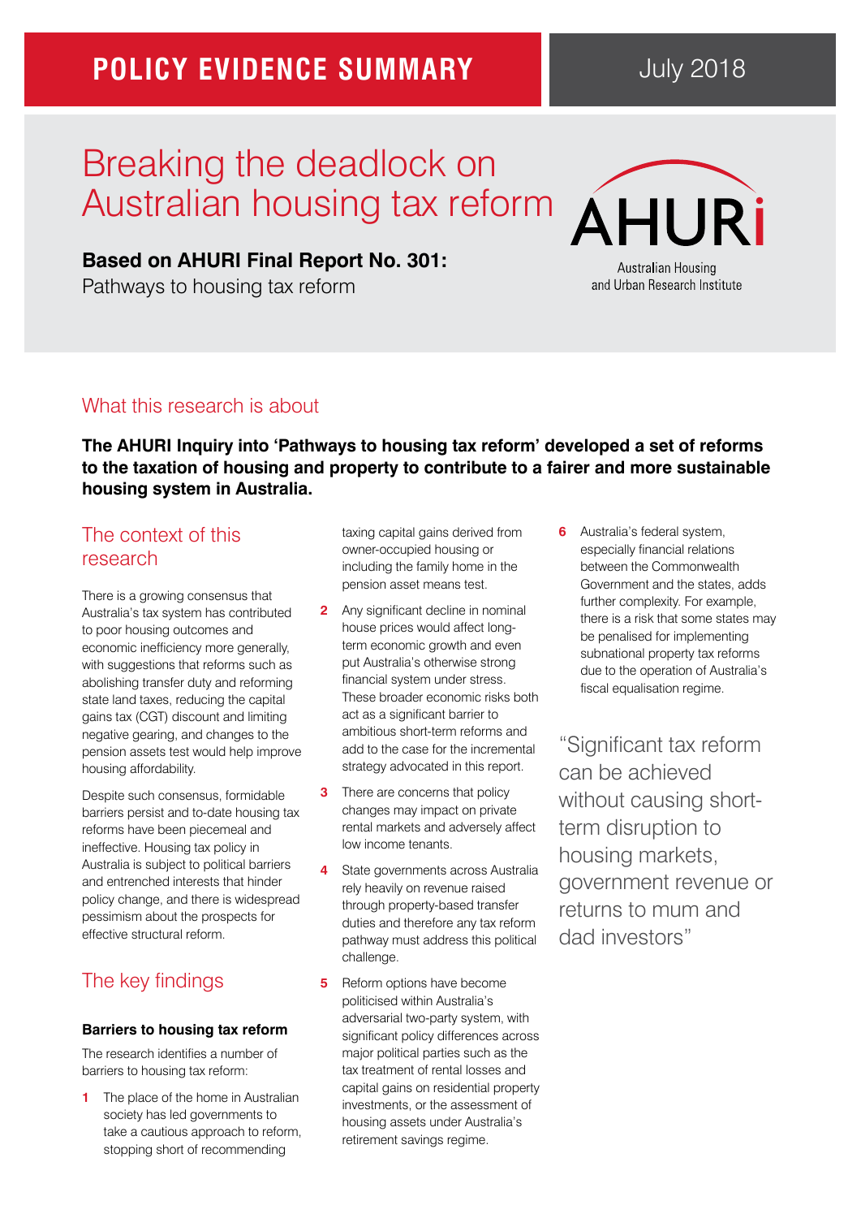POLICY EVIDENCE SUMMARY

July 2018

# Breaking the deadlock on Australian housing tax reform

**Based on AHURI Final Report No. 301:**
Pathways to housing tax reform

AHURI
Australian Housing and Urban Research Institute

## What this research is about

**The AHURI Inquiry into 'Pathways to housing tax reform' developed a set of reforms to the taxation of housing and property to contribute to a fairer and more sustainable housing system in Australia.**

## The context of this research

There is a growing consensus that Australia's tax system has contributed to poor housing outcomes and economic inefficiency more generally, with suggestions that reforms such as abolishing transfer duty and reforming state land taxes, reducing the capital gains tax (CGT) discount and limiting negative gearing, and changes to the pension assets test would help improve housing affordability.

Despite such consensus, formidable barriers persist and to-date housing tax reforms have been piecemeal and ineffective. Housing tax policy in Australia is subject to political barriers and entrenched interests that hinder policy change, and there is widespread pessimism about the prospects for effective structural reform.

## The key findings

### Barriers to housing tax reform

The research identifies a number of barriers to housing tax reform:

1. The place of the home in Australian society has led governments to take a cautious approach to reform, stopping short of recommending taxing capital gains derived from owner-occupied housing or including the family home in the pension asset means test.
2. Any significant decline in nominal house prices would affect long-term economic growth and even put Australia's otherwise strong financial system under stress. These broader economic risks both act as a significant barrier to ambitious short-term reforms and add to the case for the incremental strategy advocated in this report.
3. There are concerns that policy changes may impact on private rental markets and adversely affect low income tenants.
4. State governments across Australia rely heavily on revenue raised through property-based transfer duties and therefore any tax reform pathway must address this political challenge.
5. Reform options have become politicised within Australia's adversarial two-party system, with significant policy differences across major political parties such as the tax treatment of rental losses and capital gains on residential property investments, or the assessment of housing assets under Australia's retirement savings regime.
6. Australia's federal system, especially financial relations between the Commonwealth Government and the states, adds further complexity. For example, there is a risk that some states may be penalised for implementing subnational property tax reforms due to the operation of Australia's fiscal equalisation regime.

"Significant tax reform can be achieved without causing short-term disruption to housing markets, government revenue or returns to mum and dad investors"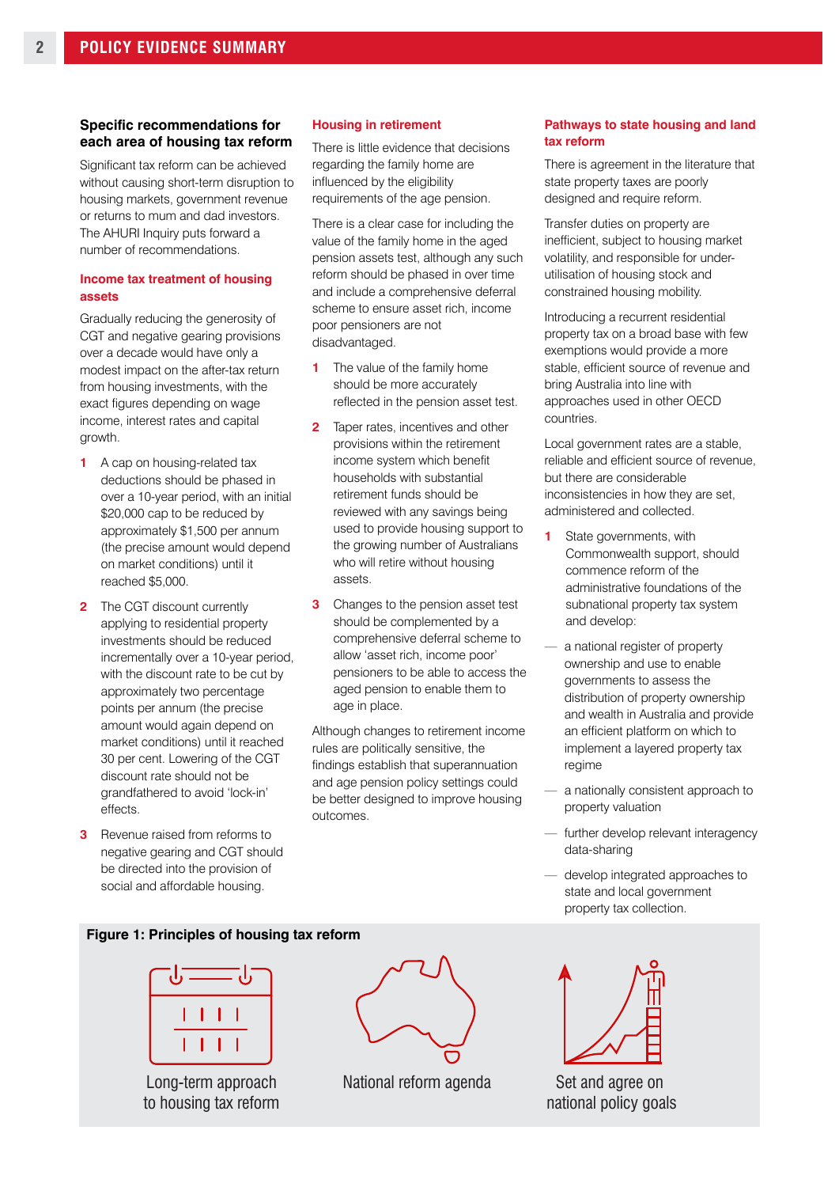## Specific recommendations for each area of housing tax reform

Significant tax reform can be achieved without causing short-term disruption to housing markets, government revenue or returns to mum and dad investors. The AHURI Inquiry puts forward a number of recommendations.

### Income tax treatment of housing assets

Gradually reducing the generosity of CGT and negative gearing provisions over a decade would have only a modest impact on the after-tax return from housing investments, with the exact figures depending on wage income, interest rates and capital growth.

1. A cap on housing-related tax deductions should be phased in over a 10-year period, with an initial $20,000 cap to be reduced by approximately $1,500 per annum (the precise amount would depend on market conditions) until it reached $5,000.
2. The CGT discount currently applying to residential property investments should be reduced incrementally over a 10-year period, with the discount rate to be cut by approximately two percentage points per annum (the precise amount would again depend on market conditions) until it reached 30 per cent. Lowering of the CGT discount rate should not be grandfathered to avoid 'lock-in' effects.
3. Revenue raised from reforms to negative gearing and CGT should be directed into the provision of social and affordable housing.

### Housing in retirement

There is little evidence that decisions regarding the family home are influenced by the eligibility requirements of the age pension.

There is a clear case for including the value of the family home in the aged pension assets test, although any such reform should be phased in over time and include a comprehensive deferral scheme to ensure asset rich, income poor pensioners are not disadvantaged.

1. The value of the family home should be more accurately reflected in the pension asset test.
2. Taper rates, incentives and other provisions within the retirement income system which benefit households with substantial retirement funds should be reviewed with any savings being used to provide housing support to the growing number of Australians who will retire without housing assets.
3. Changes to the pension asset test should be complemented by a comprehensive deferral scheme to allow 'asset rich, income poor' pensioners to be able to access the aged pension to enable them to age in place.

Although changes to retirement income rules are politically sensitive, the findings establish that superannuation and age pension policy settings could be better designed to improve housing outcomes.

### Pathways to state housing and land tax reform

There is agreement in the literature that state property taxes are poorly designed and require reform.

Transfer duties on property are inefficient, subject to housing market volatility, and responsible for under-utilisation of housing stock and constrained housing mobility.

Introducing a recurrent residential property tax on a broad base with few exemptions would provide a more stable, efficient source of revenue and bring Australia into line with approaches used in other OECD countries.

Local government rates are a stable, reliable and efficient source of revenue, but there are considerable inconsistencies in how they are set, administered and collected.

1. State governments, with Commonwealth support, should commence reform of the administrative foundations of the subnational property tax system and develop:
   - a national register of property ownership and use to enable governments to assess the distribution of property ownership and wealth in Australia and provide an efficient platform on which to implement a layered property tax regime
   - a nationally consistent approach to property valuation
   - further develop relevant interagency data-sharing
   - develop integrated approaches to state and local government property tax collection.

**Figure 1: Principles of housing tax reform**

Long-term approach to housing tax reform

National reform agenda

Set and agree on national policy goals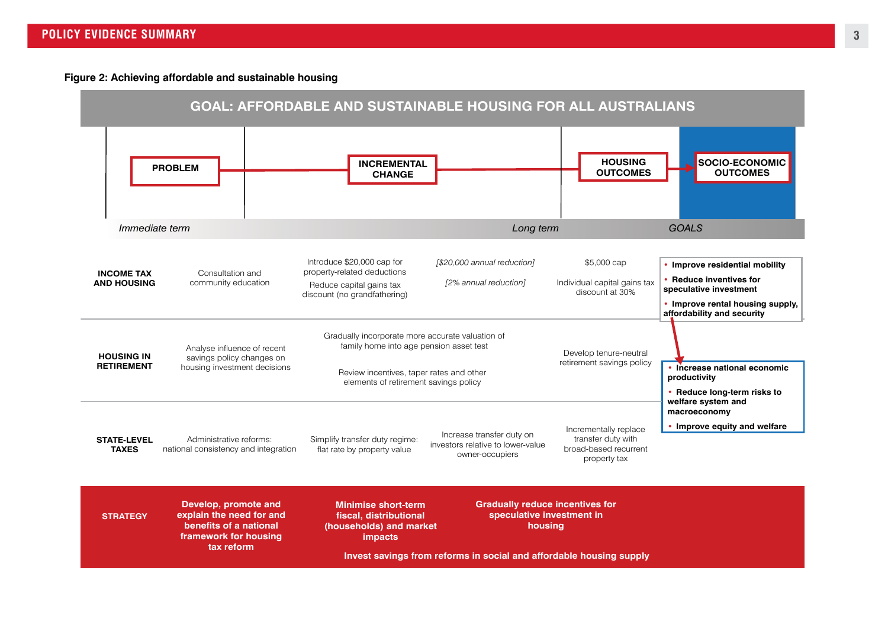**Figure 2: Achieving affordable and sustainable housing**

## GOAL: AFFORDABLE AND SUSTAINABLE HOUSING FOR ALL AUSTRALIANS

PROBLEM → INCREMENTAL CHANGE → HOUSING OUTCOMES → SOCIO-ECONOMIC OUTCOMES

| | *Immediate term* | | *Long term* | | *GOALS* |
|---|---|---|---|---|---|
| **INCOME TAX AND HOUSING** | Consultation and community education | Introduce $20,000 cap for property-related deductions<br>Reduce capital gains tax discount (no grandfathering) | *[$20,000 annual reduction]*<br>*[2% annual reduction]* | $5,000 cap<br>Individual capital gains tax discount at 30% | • **Improve residential mobility**<br>• **Reduce inventives for speculative investment**<br>• **Improve rental housing supply, affordability and security** |
| **HOUSING IN RETIREMENT** | Analyse influence of recent savings policy changes on housing investment decisions | Gradually incorporate more accurate valuation of family home into age pension asset test<br>Review incentives, taper rates and other elements of retirement savings policy | | Develop tenure-neutral retirement savings policy | • **Increase national economic productivity**<br>• **Reduce long-term risks to welfare system and macroeconomy**<br>• **Improve equity and welfare** |
| **STATE-LEVEL TAXES** | Administrative reforms: national consistency and integration | Simplify transfer duty regime: flat rate by property value | Increase transfer duty on investors relative to lower-value owner-occupiers | Incrementally replace transfer duty with broad-based recurrent property tax | |
| **STRATEGY** | **Develop, promote and explain the need for and benefits of a national framework for housing tax reform** | **Minimise short-term fiscal, distributional (households) and market impacts** | **Gradually reduce incentives for speculative investment in housing** | | |

**Invest savings from reforms in social and affordable housing supply**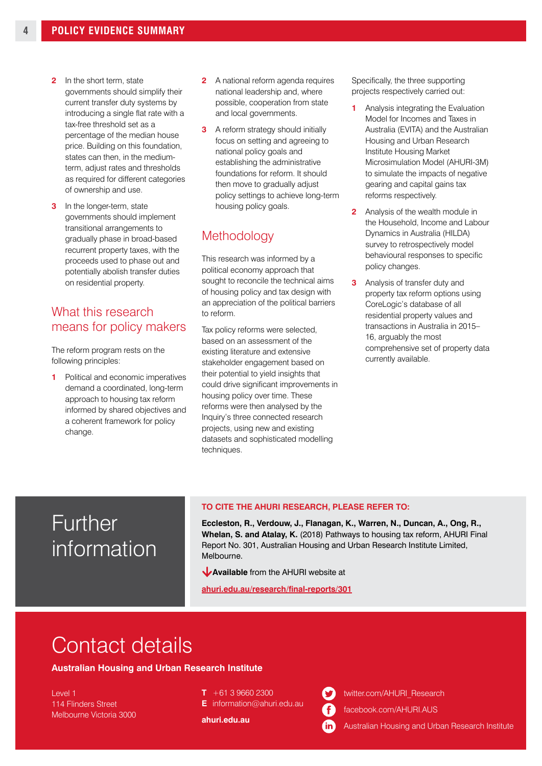2. In the short term, state governments should simplify their current transfer duty systems by introducing a single flat rate with a tax-free threshold set as a percentage of the median house price. Building on this foundation, states can then, in the medium-term, adjust rates and thresholds as required for different categories of ownership and use.
3. In the longer-term, state governments should implement transitional arrangements to gradually phase in broad-based recurrent property taxes, with the proceeds used to phase out and potentially abolish transfer duties on residential property.

## What this research means for policy makers

The reform program rests on the following principles:

1. Political and economic imperatives demand a coordinated, long-term approach to housing tax reform informed by shared objectives and a coherent framework for policy change.
2. A national reform agenda requires national leadership and, where possible, cooperation from state and local governments.
3. A reform strategy should initially focus on setting and agreeing to national policy goals and establishing the administrative foundations for reform. It should then move to gradually adjust policy settings to achieve long-term housing policy goals.

## Methodology

This research was informed by a political economy approach that sought to reconcile the technical aims of housing policy and tax design with an appreciation of the political barriers to reform.

Tax policy reforms were selected, based on an assessment of the existing literature and extensive stakeholder engagement based on their potential to yield insights that could drive significant improvements in housing policy over time. These reforms were then analysed by the Inquiry's three connected research projects, using new and existing datasets and sophisticated modelling techniques.

Specifically, the three supporting projects respectively carried out:

1. Analysis integrating the Evaluation Model for Incomes and Taxes in Australia (EVITA) and the Australian Housing and Urban Research Institute Housing Market Microsimulation Model (AHURI-3M) to simulate the impacts of negative gearing and capital gains tax reforms respectively.
2. Analysis of the wealth module in the Household, Income and Labour Dynamics in Australia (HILDA) survey to retrospectively model behavioural responses to specific policy changes.
3. Analysis of transfer duty and property tax reform options using CoreLogic's database of all residential property values and transactions in Australia in 2015–16, arguably the most comprehensive set of property data currently available.

## Further information

**TO CITE THE AHURI RESEARCH, PLEASE REFER TO:**

**Eccleston, R., Verdouw, J., Flanagan, K., Warren, N., Duncan, A., Ong, R., Whelan, S. and Atalay, K.** (2018) Pathways to housing tax reform, AHURI Final Report No. 301, Australian Housing and Urban Research Institute Limited, Melbourne.

**Available** from the AHURI website at

ahuri.edu.au/research/final-reports/301

## Contact details

**Australian Housing and Urban Research Institute**

Level 1
114 Flinders Street
Melbourne Victoria 3000

**T** +61 3 9660 2300
**E** information@ahuri.edu.au

**ahuri.edu.au**

twitter.com/AHURI_Research
facebook.com/AHURI.AUS
Australian Housing and Urban Research Institute